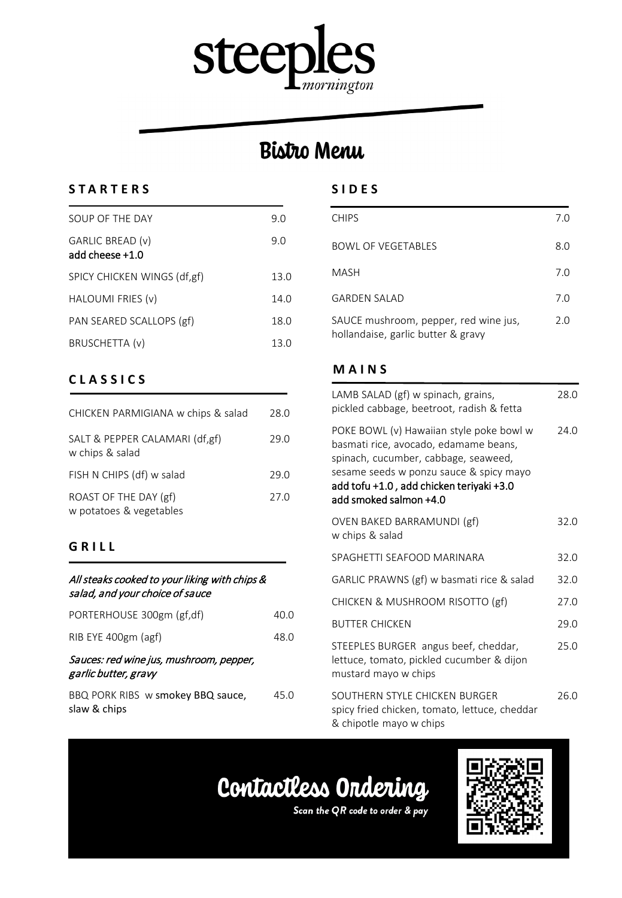# steeples
*mornington*

## Bistro Menu

### STARTERS

| Item | Price |
|---|---|
| SOUP OF THE DAY | 9.0 |
| GARLIC BREAD (v) add cheese +1.0 | 9.0 |
| SPICY CHICKEN WINGS (df,gf) | 13.0 |
| HALOUMI FRIES (v) | 14.0 |
| PAN SEARED SCALLOPS (gf) | 18.0 |
| BRUSCHETTA (v) | 13.0 |

### CLASSICS

| Item | Price |
|---|---|
| CHICKEN PARMIGIANA w chips & salad | 28.0 |
| SALT & PEPPER CALAMARI (df,gf) w chips & salad | 29.0 |
| FISH N CHIPS (df) w salad | 29.0 |
| ROAST OF THE DAY (gf) w potatoes & vegetables | 27.0 |

### GRILL

*All steaks cooked to your liking with chips & salad, and your choice of sauce*

| Item | Price |
|---|---|
| PORTERHOUSE 300gm (gf,df) | 40.0 |
| RIB EYE 400gm (agf) | 48.0 |

*Sauces: red wine jus, mushroom, pepper, garlic butter, gravy*

| Item | Price |
|---|---|
| BBQ PORK RIBS w smokey BBQ sauce, slaw & chips | 45.0 |

### SIDES

| Item | Price |
|---|---|
| CHIPS | 7.0 |
| BOWL OF VEGETABLES | 8.0 |
| MASH | 7.0 |
| GARDEN SALAD | 7.0 |
| SAUCE mushroom, pepper, red wine jus, hollandaise, garlic butter & gravy | 2.0 |

### MAINS

| Item | Price |
|---|---|
| LAMB SALAD (gf) w spinach, grains, pickled cabbage, beetroot, radish & fetta | 28.0 |
| POKE BOWL (v) Hawaiian style poke bowl w basmati rice, avocado, edamame beans, spinach, cucumber, cabbage, seaweed, sesame seeds w ponzu sauce & spicy mayo add tofu +1.0 , add chicken teriyaki +3.0 add smoked salmon +4.0 | 24.0 |
| OVEN BAKED BARRAMUNDI (gf) w chips & salad | 32.0 |
| SPAGHETTI SEAFOOD MARINARA | 32.0 |
| GARLIC PRAWNS (gf) w basmati rice & salad | 32.0 |
| CHICKEN & MUSHROOM RISOTTO (gf) | 27.0 |
| BUTTER CHICKEN | 29.0 |
| STEEPLES BURGER angus beef, cheddar, lettuce, tomato, pickled cucumber & dijon mustard mayo w chips | 25.0 |
| SOUTHERN STYLE CHICKEN BURGER spicy fried chicken, tomato, lettuce, cheddar & chipotle mayo w chips | 26.0 |

## Contactless Ordering

*Scan the QR code to order & pay*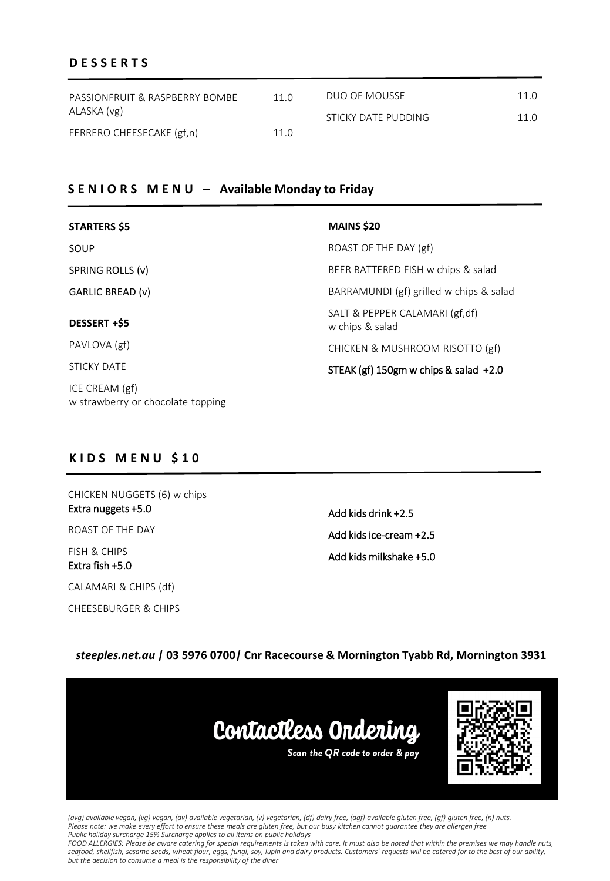## DESSERTS

PASSIONFRUIT & RASPBERRY BOMBE ALASKA (vg) 11.0

FERRERO CHEESECAKE (gf,n) 11.0

DUO OF MOUSSE 11.0

STICKY DATE PUDDING 11.0

## SENIORS MENU – Available Monday to Friday

**STARTERS $5**

SOUP

SPRING ROLLS (v)

GARLIC BREAD (v)

**DESSERT +$5**

PAVLOVA (gf)

STICKY DATE

ICE CREAM (gf)
w strawberry or chocolate topping

**MAINS $20**

ROAST OF THE DAY (gf)

BEER BATTERED FISH w chips & salad

BARRAMUNDI (gf) grilled w chips & salad

SALT & PEPPER CALAMARI (gf,df)
w chips & salad

CHICKEN & MUSHROOM RISOTTO (gf)

STEAK (gf) 150gm w chips & salad +2.0

## KIDS MENU $10

CHICKEN NUGGETS (6) w chips
Extra nuggets +5.0

ROAST OF THE DAY

FISH & CHIPS
Extra fish +5.0

CALAMARI & CHIPS (df)

CHEESEBURGER & CHIPS

Add kids drink +2.5

Add kids ice-cream +2.5

Add kids milkshake +5.0

***steeples.net.au* | 03 5976 0700/ Cnr Racecourse & Mornington Tyabb Rd, Mornington 3931**

Contactless Ordering

*Scan the QR code to order & pay*

*(avg) available vegan, (vg) vegan, (av) available vegetarian, (v) vegetarian, (df) dairy free, (agf) available gluten free, (gf) gluten free, (n) nuts.*
*Please note: we make every effort to ensure these meals are gluten free, but our busy kitchen cannot guarantee they are allergen free*
*Public holiday surcharge 15% Surcharge applies to all items on public holidays*
*FOOD ALLERGIES: Please be aware catering for special requirements is taken with care. It must also be noted that within the premises we may handle nuts, seafood, shellfish, sesame seeds, wheat flour, eggs, fungi, soy, lupin and dairy products. Customers' requests will be catered for to the best of our ability, but the decision to consume a meal is the responsibility of the diner*